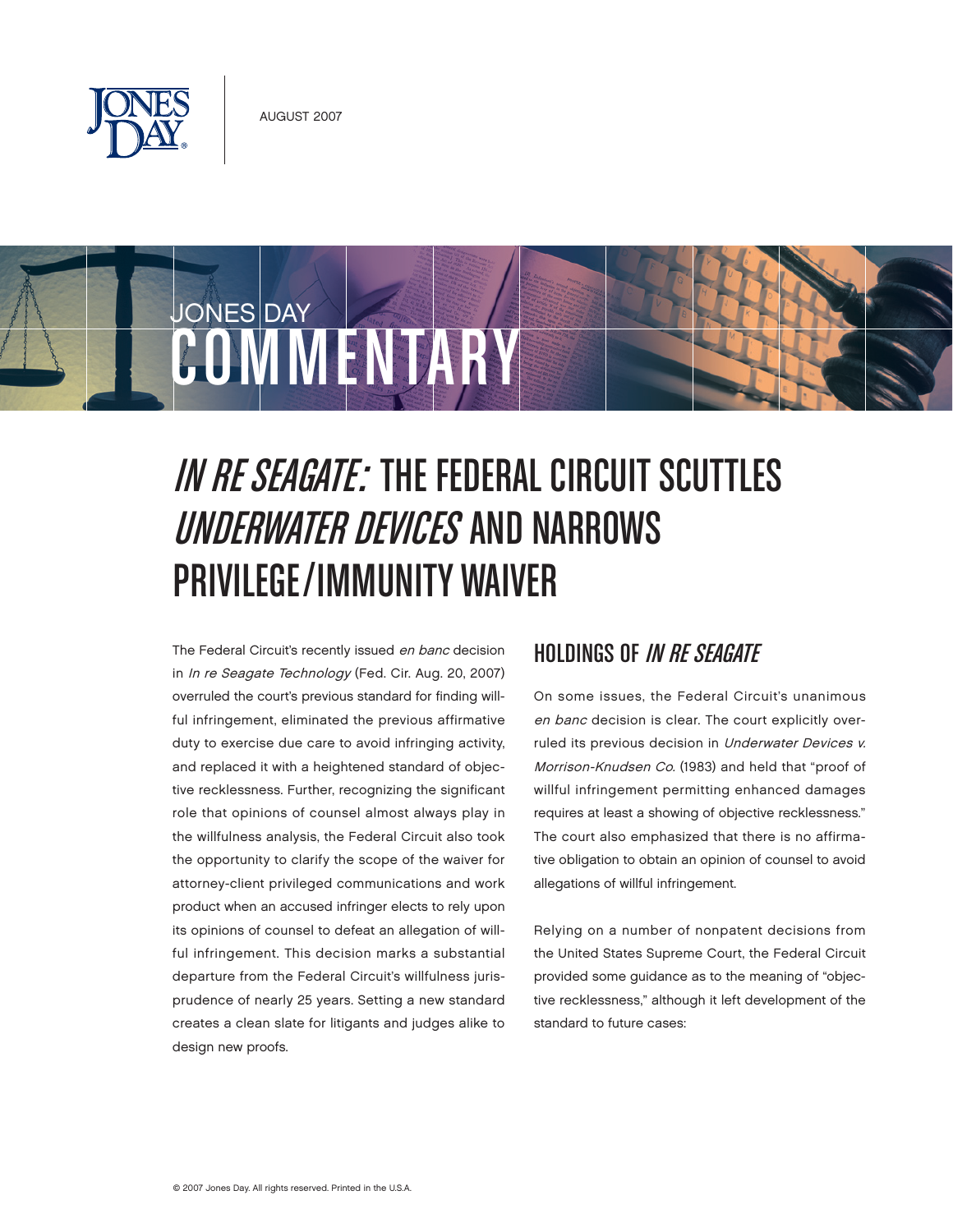AUGUST 2007

# JONES DAY COMMENTARY

# *IN RE SEAGATE:* THE FEDERAL CIRCUIT SCUTTLES *UNDERWATER DEVICES* AND NARROWS PRIVILEGE/IMMUNITY WAIVER

The Federal Circuit's recently issued *en banc* decision in *In re Seagate Technology* (Fed. Cir. Aug. 20, 2007) overruled the court's previous standard for finding willful infringement, eliminated the previous affirmative duty to exercise due care to avoid infringing activity, and replaced it with a heightened standard of objective recklessness. Further, recognizing the significant role that opinions of counsel almost always play in the willfulness analysis, the Federal Circuit also took the opportunity to clarify the scope of the waiver for attorney-client privileged communications and work product when an accused infringer elects to rely upon its opinions of counsel to defeat an allegation of willful infringement. This decision marks a substantial departure from the Federal Circuit's willfulness jurisprudence of nearly 25 years. Setting a new standard creates a clean slate for litigants and judges alike to design new proofs.

## HOLDINGS OF *IN RE SEAGATE*

On some issues, the Federal Circuit's unanimous *en banc* decision is clear. The court explicitly overruled its previous decision in *Underwater Devices v. Morrison-Knudsen Co*. (1983) and held that "proof of willful infringement permitting enhanced damages requires at least a showing of objective recklessness." The court also emphasized that there is no affirmative obligation to obtain an opinion of counsel to avoid allegations of willful infringement.

Relying on a number of nonpatent decisions from the United States Supreme Court, the Federal Circuit provided some guidance as to the meaning of "objective recklessness," although it left development of the standard to future cases: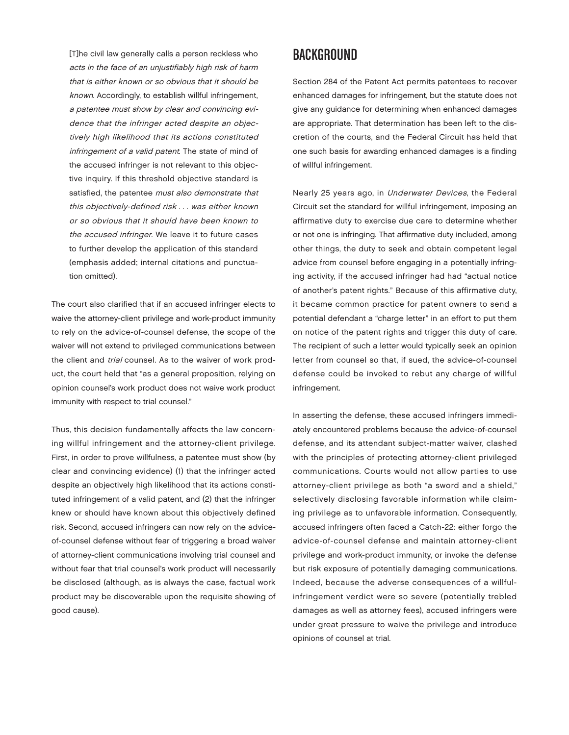> [T]he civil law generally calls a person reckless who *acts in the face of an unjustifiably high risk of harm that is either known or so obvious that it should be known*. Accordingly, to establish willful infringement, *a patentee must show by clear and convincing evidence that the infringer acted despite an objectively high likelihood that its actions constituted infringement of a valid patent*. The state of mind of the accused infringer is not relevant to this objective inquiry. If this threshold objective standard is satisfied, the patentee *must also demonstrate that this objectively-defined risk . . . was either known or so obvious that it should have been known to the accused infringer*. We leave it to future cases to further develop the application of this standard (emphasis added; internal citations and punctuation omitted).

The court also clarified that if an accused infringer elects to waive the attorney-client privilege and work-product immunity to rely on the advice-of-counsel defense, the scope of the waiver will not extend to privileged communications between the client and *trial* counsel. As to the waiver of work product, the court held that "as a general proposition, relying on opinion counsel's work product does not waive work product immunity with respect to trial counsel."

Thus, this decision fundamentally affects the law concerning willful infringement and the attorney-client privilege. First, in order to prove willfulness, a patentee must show (by clear and convincing evidence) (1) that the infringer acted despite an objectively high likelihood that its actions constituted infringement of a valid patent, and (2) that the infringer knew or should have known about this objectively defined risk. Second, accused infringers can now rely on the advice-of-counsel defense without fear of triggering a broad waiver of attorney-client communications involving trial counsel and without fear that trial counsel's work product will necessarily be disclosed (although, as is always the case, factual work product may be discoverable upon the requisite showing of good cause).

## BACKGROUND

Section 284 of the Patent Act permits patentees to recover enhanced damages for infringement, but the statute does not give any guidance for determining when enhanced damages are appropriate. That determination has been left to the discretion of the courts, and the Federal Circuit has held that one such basis for awarding enhanced damages is a finding of willful infringement.

Nearly 25 years ago, in *Underwater Devices*, the Federal Circuit set the standard for willful infringement, imposing an affirmative duty to exercise due care to determine whether or not one is infringing. That affirmative duty included, among other things, the duty to seek and obtain competent legal advice from counsel before engaging in a potentially infringing activity, if the accused infringer had had "actual notice of another's patent rights." Because of this affirmative duty, it became common practice for patent owners to send a potential defendant a "charge letter" in an effort to put them on notice of the patent rights and trigger this duty of care. The recipient of such a letter would typically seek an opinion letter from counsel so that, if sued, the advice-of-counsel defense could be invoked to rebut any charge of willful infringement.

In asserting the defense, these accused infringers immediately encountered problems because the advice-of-counsel defense, and its attendant subject-matter waiver, clashed with the principles of protecting attorney-client privileged communications. Courts would not allow parties to use attorney-client privilege as both "a sword and a shield," selectively disclosing favorable information while claiming privilege as to unfavorable information. Consequently, accused infringers often faced a Catch-22: either forgo the advice-of-counsel defense and maintain attorney-client privilege and work-product immunity, or invoke the defense but risk exposure of potentially damaging communications. Indeed, because the adverse consequences of a willful-infringement verdict were so severe (potentially trebled damages as well as attorney fees), accused infringers were under great pressure to waive the privilege and introduce opinions of counsel at trial.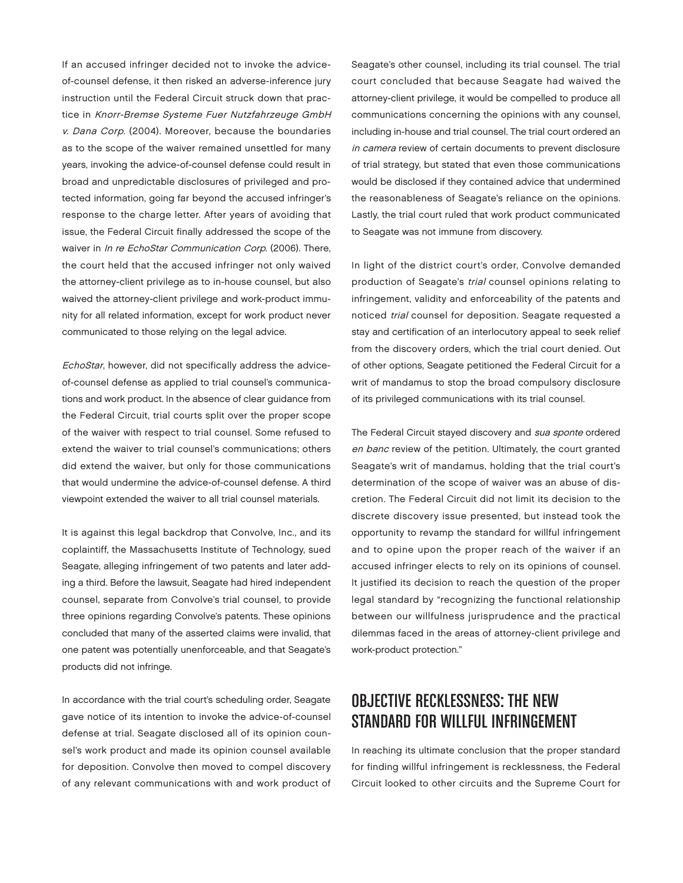If an accused infringer decided not to invoke the advice-of-counsel defense, it then risked an adverse-inference jury instruction until the Federal Circuit struck down that practice in *Knorr-Bremse Systeme Fuer Nutzfahrzeuge GmbH v. Dana Corp.* (2004). Moreover, because the boundaries as to the scope of the waiver remained unsettled for many years, invoking the advice-of-counsel defense could result in broad and unpredictable disclosures of privileged and protected information, going far beyond the accused infringer's response to the charge letter. After years of avoiding that issue, the Federal Circuit finally addressed the scope of the waiver in *In re EchoStar Communication Corp.* (2006). There, the court held that the accused infringer not only waived the attorney-client privilege as to in-house counsel, but also waived the attorney-client privilege and work-product immunity for all related information, except for work product never communicated to those relying on the legal advice.

*EchoStar*, however, did not specifically address the advice-of-counsel defense as applied to trial counsel's communications and work product. In the absence of clear guidance from the Federal Circuit, trial courts split over the proper scope of the waiver with respect to trial counsel. Some refused to extend the waiver to trial counsel's communications; others did extend the waiver, but only for those communications that would undermine the advice-of-counsel defense. A third viewpoint extended the waiver to all trial counsel materials.

It is against this legal backdrop that Convolve, Inc., and its coplaintiff, the Massachusetts Institute of Technology, sued Seagate, alleging infringement of two patents and later adding a third. Before the lawsuit, Seagate had hired independent counsel, separate from Convolve's trial counsel, to provide three opinions regarding Convolve's patents. These opinions concluded that many of the asserted claims were invalid, that one patent was potentially unenforceable, and that Seagate's products did not infringe.

In accordance with the trial court's scheduling order, Seagate gave notice of its intention to invoke the advice-of-counsel defense at trial. Seagate disclosed all of its opinion counsel's work product and made its opinion counsel available for deposition. Convolve then moved to compel discovery of any relevant communications with and work product of Seagate's other counsel, including its trial counsel. The trial court concluded that because Seagate had waived the attorney-client privilege, it would be compelled to produce all communications concerning the opinions with any counsel, including in-house and trial counsel. The trial court ordered an *in camera* review of certain documents to prevent disclosure of trial strategy, but stated that even those communications would be disclosed if they contained advice that undermined the reasonableness of Seagate's reliance on the opinions. Lastly, the trial court ruled that work product communicated to Seagate was not immune from discovery.

In light of the district court's order, Convolve demanded production of Seagate's *trial* counsel opinions relating to infringement, validity and enforceability of the patents and noticed *trial* counsel for deposition. Seagate requested a stay and certification of an interlocutory appeal to seek relief from the discovery orders, which the trial court denied. Out of other options, Seagate petitioned the Federal Circuit for a writ of mandamus to stop the broad compulsory disclosure of its privileged communications with its trial counsel.

The Federal Circuit stayed discovery and *sua sponte* ordered *en banc* review of the petition. Ultimately, the court granted Seagate's writ of mandamus, holding that the trial court's determination of the scope of waiver was an abuse of discretion. The Federal Circuit did not limit its decision to the discrete discovery issue presented, but instead took the opportunity to revamp the standard for willful infringement and to opine upon the proper reach of the waiver if an accused infringer elects to rely on its opinions of counsel. It justified its decision to reach the question of the proper legal standard by "recognizing the functional relationship between our willfulness jurisprudence and the practical dilemmas faced in the areas of attorney-client privilege and work-product protection."

## OBJECTIVE RECKLESSNESS: THE NEW STANDARD FOR WILLFUL INFRINGEMENT

In reaching its ultimate conclusion that the proper standard for finding willful infringement is recklessness, the Federal Circuit looked to other circuits and the Supreme Court for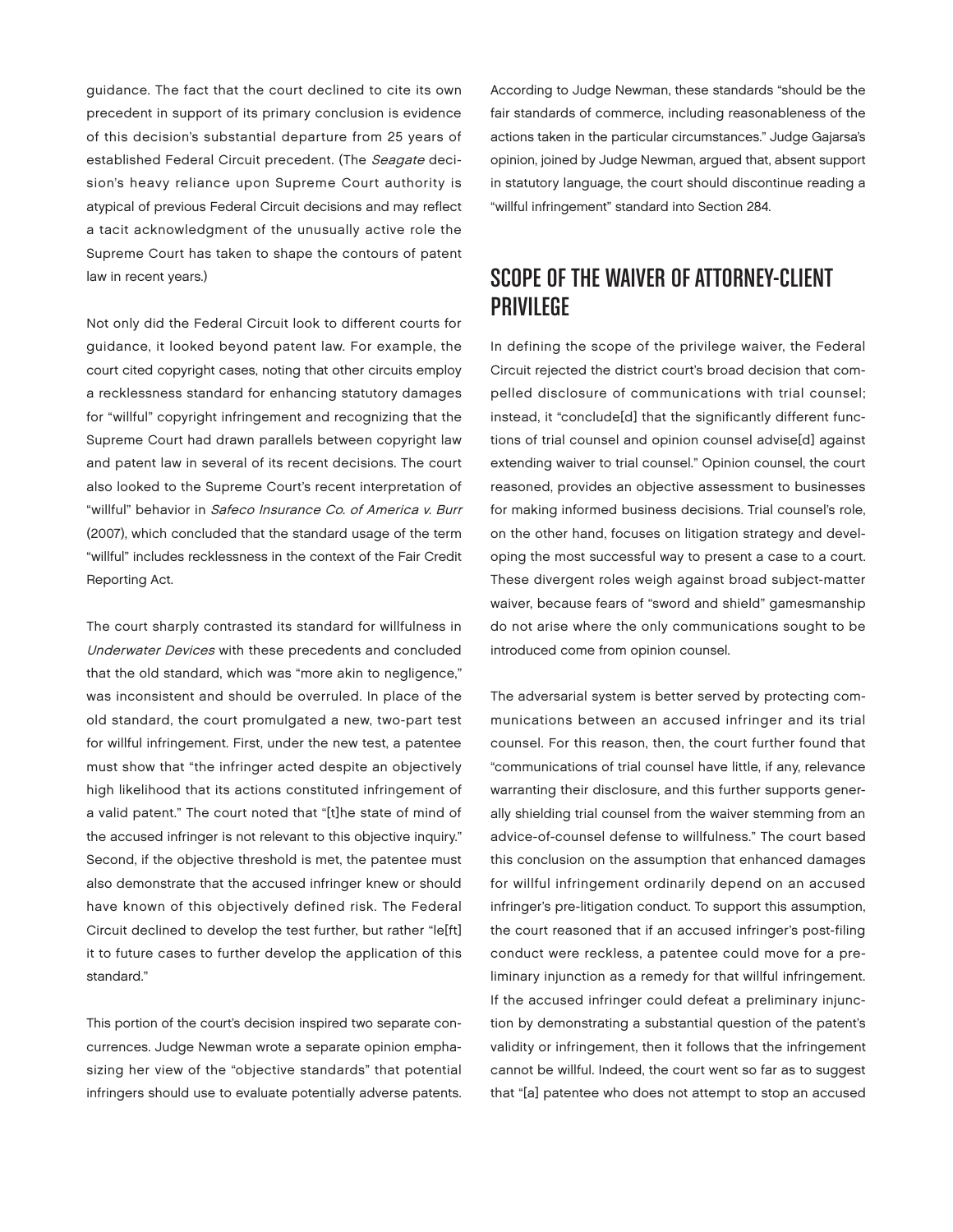guidance. The fact that the court declined to cite its own precedent in support of its primary conclusion is evidence of this decision's substantial departure from 25 years of established Federal Circuit precedent. (The *Seagate* decision's heavy reliance upon Supreme Court authority is atypical of previous Federal Circuit decisions and may reflect a tacit acknowledgment of the unusually active role the Supreme Court has taken to shape the contours of patent law in recent years.)

Not only did the Federal Circuit look to different courts for guidance, it looked beyond patent law. For example, the court cited copyright cases, noting that other circuits employ a recklessness standard for enhancing statutory damages for "willful" copyright infringement and recognizing that the Supreme Court had drawn parallels between copyright law and patent law in several of its recent decisions. The court also looked to the Supreme Court's recent interpretation of "willful" behavior in *Safeco Insurance Co. of America v. Burr* (2007), which concluded that the standard usage of the term "willful" includes recklessness in the context of the Fair Credit Reporting Act.

The court sharply contrasted its standard for willfulness in *Underwater Devices* with these precedents and concluded that the old standard, which was "more akin to negligence," was inconsistent and should be overruled. In place of the old standard, the court promulgated a new, two-part test for willful infringement. First, under the new test, a patentee must show that "the infringer acted despite an objectively high likelihood that its actions constituted infringement of a valid patent." The court noted that "[t]he state of mind of the accused infringer is not relevant to this objective inquiry." Second, if the objective threshold is met, the patentee must also demonstrate that the accused infringer knew or should have known of this objectively defined risk. The Federal Circuit declined to develop the test further, but rather "le[ft] it to future cases to further develop the application of this standard."

This portion of the court's decision inspired two separate concurrences. Judge Newman wrote a separate opinion emphasizing her view of the "objective standards" that potential infringers should use to evaluate potentially adverse patents. According to Judge Newman, these standards "should be the fair standards of commerce, including reasonableness of the actions taken in the particular circumstances." Judge Gajarsa's opinion, joined by Judge Newman, argued that, absent support in statutory language, the court should discontinue reading a "willful infringement" standard into Section 284.

## SCOPE OF THE WAIVER OF ATTORNEY-CLIENT PRIVILEGE

In defining the scope of the privilege waiver, the Federal Circuit rejected the district court's broad decision that compelled disclosure of communications with trial counsel; instead, it "conclude[d] that the significantly different functions of trial counsel and opinion counsel advise[d] against extending waiver to trial counsel." Opinion counsel, the court reasoned, provides an objective assessment to businesses for making informed business decisions. Trial counsel's role, on the other hand, focuses on litigation strategy and developing the most successful way to present a case to a court. These divergent roles weigh against broad subject-matter waiver, because fears of "sword and shield" gamesmanship do not arise where the only communications sought to be introduced come from opinion counsel.

The adversarial system is better served by protecting communications between an accused infringer and its trial counsel. For this reason, then, the court further found that "communications of trial counsel have little, if any, relevance warranting their disclosure, and this further supports generally shielding trial counsel from the waiver stemming from an advice-of-counsel defense to willfulness." The court based this conclusion on the assumption that enhanced damages for willful infringement ordinarily depend on an accused infringer's pre-litigation conduct. To support this assumption, the court reasoned that if an accused infringer's post-filing conduct were reckless, a patentee could move for a preliminary injunction as a remedy for that willful infringement. If the accused infringer could defeat a preliminary injunction by demonstrating a substantial question of the patent's validity or infringement, then it follows that the infringement cannot be willful. Indeed, the court went so far as to suggest that "[a] patentee who does not attempt to stop an accused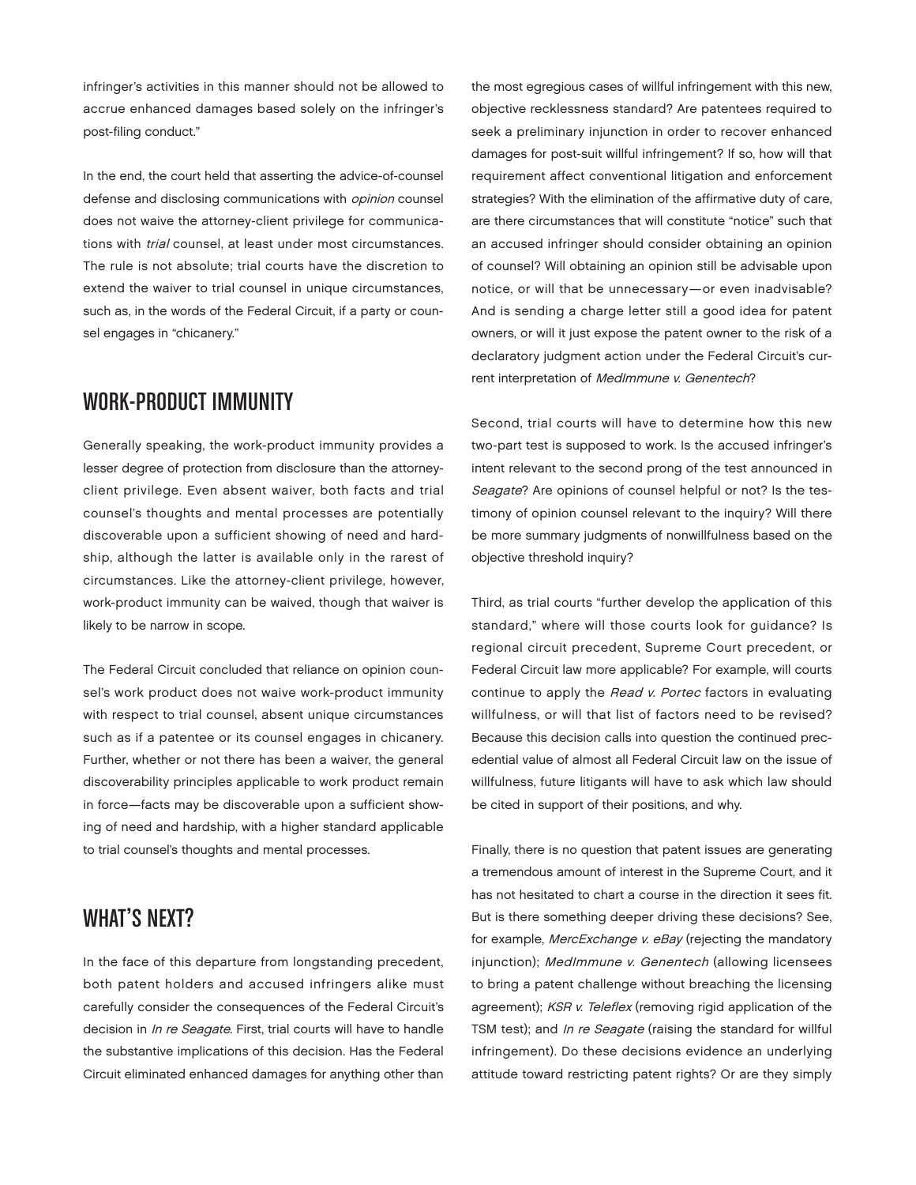infringer's activities in this manner should not be allowed to accrue enhanced damages based solely on the infringer's post-filing conduct."

In the end, the court held that asserting the advice-of-counsel defense and disclosing communications with *opinion* counsel does not waive the attorney-client privilege for communications with *trial* counsel, at least under most circumstances. The rule is not absolute; trial courts have the discretion to extend the waiver to trial counsel in unique circumstances, such as, in the words of the Federal Circuit, if a party or counsel engages in "chicanery."

## WORK-PRODUCT IMMUNITY

Generally speaking, the work-product immunity provides a lesser degree of protection from disclosure than the attorney-client privilege. Even absent waiver, both facts and trial counsel's thoughts and mental processes are potentially discoverable upon a sufficient showing of need and hardship, although the latter is available only in the rarest of circumstances. Like the attorney-client privilege, however, work-product immunity can be waived, though that waiver is likely to be narrow in scope.

The Federal Circuit concluded that reliance on opinion counsel's work product does not waive work-product immunity with respect to trial counsel, absent unique circumstances such as if a patentee or its counsel engages in chicanery. Further, whether or not there has been a waiver, the general discoverability principles applicable to work product remain in force—facts may be discoverable upon a sufficient showing of need and hardship, with a higher standard applicable to trial counsel's thoughts and mental processes.

## WHAT'S NEXT?

In the face of this departure from longstanding precedent, both patent holders and accused infringers alike must carefully consider the consequences of the Federal Circuit's decision in *In re Seagate*. First, trial courts will have to handle the substantive implications of this decision. Has the Federal Circuit eliminated enhanced damages for anything other than the most egregious cases of willful infringement with this new, objective recklessness standard? Are patentees required to seek a preliminary injunction in order to recover enhanced damages for post-suit willful infringement? If so, how will that requirement affect conventional litigation and enforcement strategies? With the elimination of the affirmative duty of care, are there circumstances that will constitute "notice" such that an accused infringer should consider obtaining an opinion of counsel? Will obtaining an opinion still be advisable upon notice, or will that be unnecessary—or even inadvisable? And is sending a charge letter still a good idea for patent owners, or will it just expose the patent owner to the risk of a declaratory judgment action under the Federal Circuit's current interpretation of *MedImmune v. Genentech*?

Second, trial courts will have to determine how this new two-part test is supposed to work. Is the accused infringer's intent relevant to the second prong of the test announced in *Seagate*? Are opinions of counsel helpful or not? Is the testimony of opinion counsel relevant to the inquiry? Will there be more summary judgments of nonwillfulness based on the objective threshold inquiry?

Third, as trial courts "further develop the application of this standard," where will those courts look for guidance? Is regional circuit precedent, Supreme Court precedent, or Federal Circuit law more applicable? For example, will courts continue to apply the *Read v. Portec* factors in evaluating willfulness, or will that list of factors need to be revised? Because this decision calls into question the continued precedential value of almost all Federal Circuit law on the issue of willfulness, future litigants will have to ask which law should be cited in support of their positions, and why.

Finally, there is no question that patent issues are generating a tremendous amount of interest in the Supreme Court, and it has not hesitated to chart a course in the direction it sees fit. But is there something deeper driving these decisions? See, for example, *MercExchange v. eBay* (rejecting the mandatory injunction); *MedImmune v. Genentech* (allowing licensees to bring a patent challenge without breaching the licensing agreement); *KSR v. Teleflex* (removing rigid application of the TSM test); and *In re Seagate* (raising the standard for willful infringement). Do these decisions evidence an underlying attitude toward restricting patent rights? Or are they simply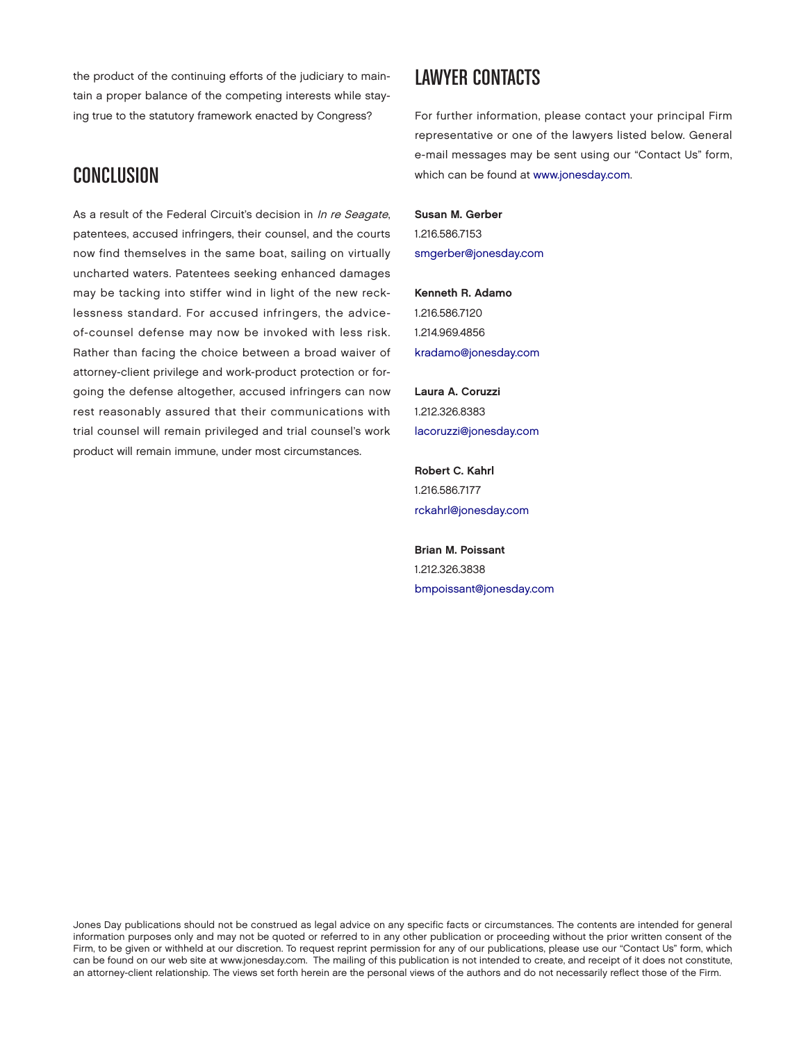the product of the continuing efforts of the judiciary to maintain a proper balance of the competing interests while staying true to the statutory framework enacted by Congress?

## CONCLUSION

As a result of the Federal Circuit's decision in *In re Seagate*, patentees, accused infringers, their counsel, and the courts now find themselves in the same boat, sailing on virtually uncharted waters. Patentees seeking enhanced damages may be tacking into stiffer wind in light of the new recklessness standard. For accused infringers, the advice-of-counsel defense may now be invoked with less risk. Rather than facing the choice between a broad waiver of attorney-client privilege and work-product protection or forgoing the defense altogether, accused infringers can now rest reasonably assured that their communications with trial counsel will remain privileged and trial counsel's work product will remain immune, under most circumstances.

## LAWYER CONTACTS

For further information, please contact your principal Firm representative or one of the lawyers listed below. General e-mail messages may be sent using our "Contact Us" form, which can be found at www.jonesday.com.

**Susan M. Gerber**
1.216.586.7153
smgerber@jonesday.com

**Kenneth R. Adamo**
1.216.586.7120
1.214.969.4856
kradamo@jonesday.com

**Laura A. Coruzzi**
1.212.326.8383
lacoruzzi@jonesday.com

**Robert C. Kahrl**
1.216.586.7177
rckahrl@jonesday.com

**Brian M. Poissant**
1.212.326.3838
bmpoissant@jonesday.com

Jones Day publications should not be construed as legal advice on any specific facts or circumstances. The contents are intended for general information purposes only and may not be quoted or referred to in any other publication or proceeding without the prior written consent of the Firm, to be given or withheld at our discretion. To request reprint permission for any of our publications, please use our "Contact Us" form, which can be found on our web site at www.jonesday.com. The mailing of this publication is not intended to create, and receipt of it does not constitute, an attorney-client relationship. The views set forth herein are the personal views of the authors and do not necessarily reflect those of the Firm.